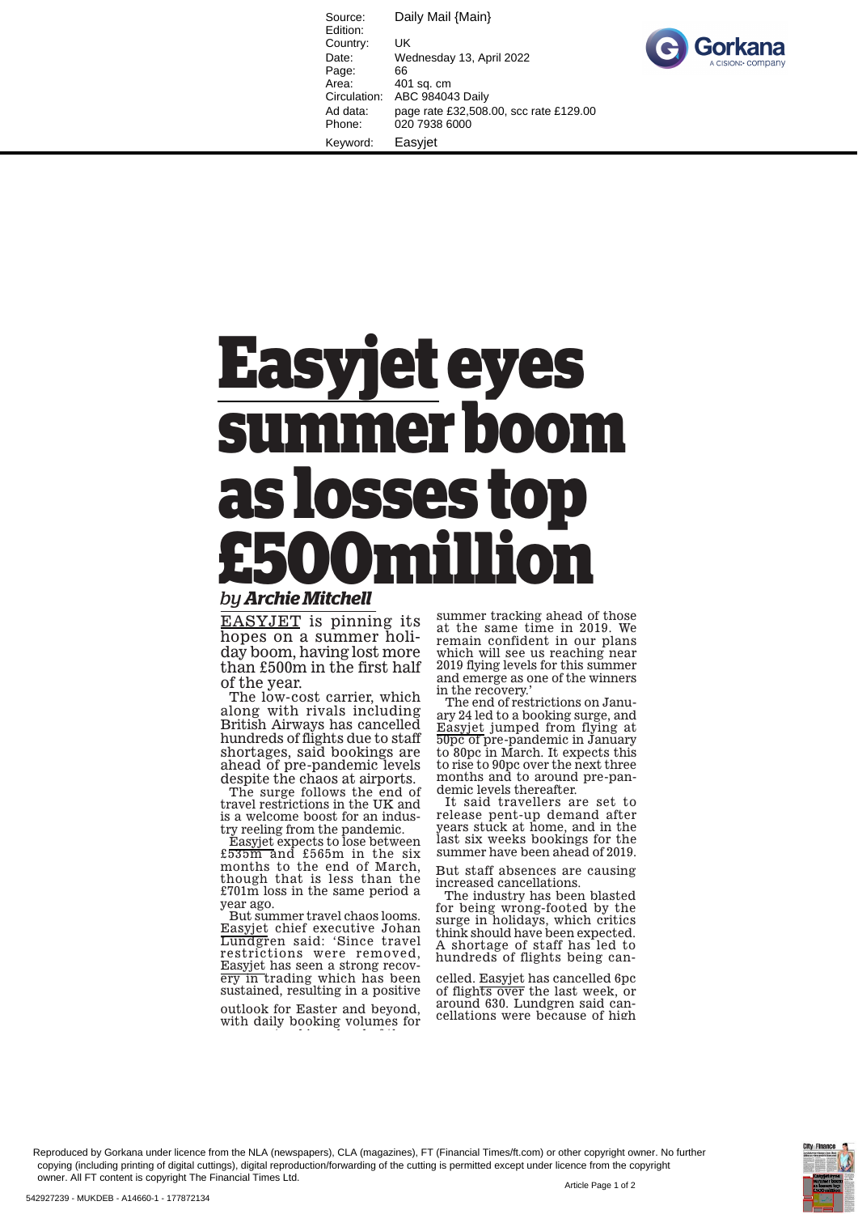# Easyjet eyes summer boom as losses top £500million

*by* ***Archie Mitchell***

EASYJET is pinning its hopes on a summer holiday boom, having lost more than £500m in the first half of the year.

The low-cost carrier, which along with rivals including British Airways has cancelled hundreds of flights due to staff shortages, said bookings are ahead of pre-pandemic levels despite the chaos at airports.

The surge follows the end of travel restrictions in the UK and is a welcome boost for an industry reeling from the pandemic.

Easyjet expects to lose between £535m and £565m in the six months to the end of March, though that is less than the £701m loss in the same period a year ago.

But summer travel chaos looms. Easyjet chief executive Johan Lundgren said: 'Since travel restrictions were removed, Easyjet has seen a strong recovery in trading which has been sustained, resulting in a positive outlook for Easter and beyond, with daily booking volumes for summer tracking ahead of those at the same time in 2019. We remain confident in our plans which will see us reaching near 2019 flying levels for this summer and emerge as one of the winners in the recovery.'

The end of restrictions on January 24 led to a booking surge, and Easyjet jumped from flying at 50pc of pre-pandemic in January to 80pc in March. It expects this to rise to 90pc over the next three months and to around pre-pandemic levels thereafter.

It said travellers are set to release pent-up demand after years stuck at home, and in the last six weeks bookings for the summer have been ahead of 2019.

But staff absences are causing increased cancellations.

The industry has been blasted for being wrong-footed by the surge in holidays, which critics think should have been expected. A shortage of staff has led to hundreds of flights being cancelled. Easyjet has cancelled 6pc of flights over the last week, or around 630. Lundgren said cancellations were because of high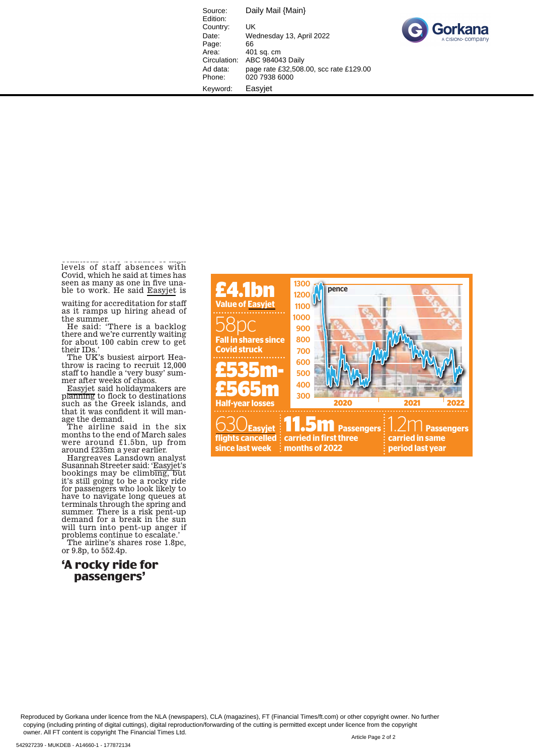levels of staff absences with Covid, which he said at times has seen as many as one in five unable to work. He said Easyjet is waiting for accreditation for staff as it ramps up hiring ahead of the summer.

He said: 'There is a backlog there and we're currently waiting for about 100 cabin crew to get their IDs.'

The UK's busiest airport Heathrow is racing to recruit 12,000 staff to handle a 'very busy' summer after weeks of chaos.

Easyjet said holidaymakers are planning to flock to destinations such as the Greek islands, and that it was confident it will manage the demand.

The airline said in the six months to the end of March sales were around £1.5bn, up from around £235m a year earlier.

Hargreaves Lansdown analyst Susannah Streeter said: 'Easyjet's bookings may be climbing, but it's still going to be a rocky ride for passengers who look likely to have to navigate long queues at terminals through the spring and summer. There is a risk pent-up demand for a break in the sun will turn into pent-up anger if problems continue to escalate.'

The airline's shares rose 1.8pc, or 9.8p, to 552.4p.

## 'A rocky ride for passengers'

**£4.1bn**
Value of Easyjet

**58pc**
Fall in shares since Covid struck

**£535m-£565m**
Half-year losses

pence

1300
1200
1100
1000
900
800
700
600
500
400
300

2020
2021
2022

**630** Easyjet flights cancelled since last week

**11.5m** Passengers carried in first three months of 2022

**1.2m** Passengers carried in same period last year